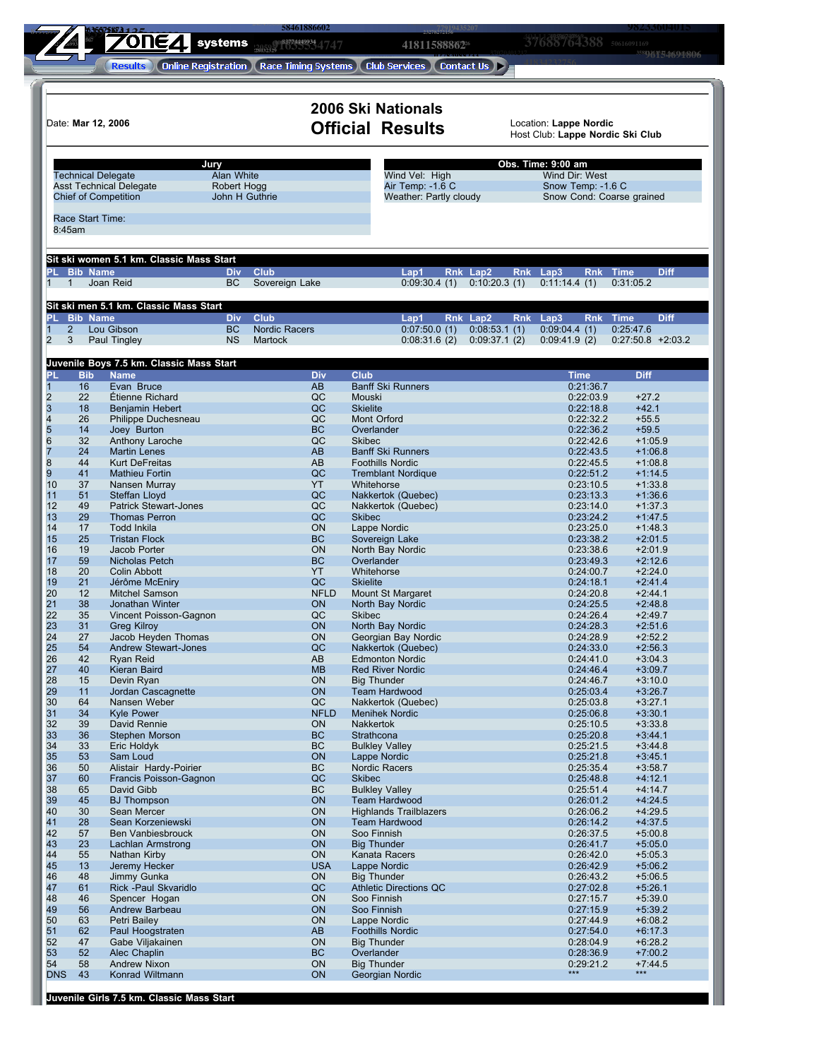Zone4 systems — Results | Online Registration | Race Timing Systems | Club Services | Contact Us

# 2006 Ski Nationals

# Official Results

Date: **Mar 12, 2006**

Location: **Lappe Nordic**
Host Club: **Lappe Nordic Ski Club**

| Jury | |
|---|---|
| Technical Delegate | Alan White |
| Asst Technical Delegate | Robert Hogg |
| Chief of Competition | John H Guthrie |

Race Start Time: 8:45am

| Obs. Time: 9:00 am | |
|---|---|
| Wind Vel: High | Wind Dir: West |
| Air Temp: -1.6 C | Snow Temp: -1.6 C |
| Weather: Partly cloudy | Snow Cond: Coarse grained |

## Sit ski women 5.1 km. Classic Mass Start

| PL | Bib | Name | Div | Club | Lap1 | Rnk | Lap2 | Rnk | Lap3 | Rnk | Time | Diff |
|---|---|---|---|---|---|---|---|---|---|---|---|---|
| 1 | 1 | Joan Reid | BC | Sovereign Lake | 0:09:30.4 | (1) | 0:10:20.3 | (1) | 0:11:14.4 | (1) | 0:31:05.2 | |

## Sit ski men 5.1 km. Classic Mass Start

| PL | Bib | Name | Div | Club | Lap1 | Rnk | Lap2 | Rnk | Lap3 | Rnk | Time | Diff |
|---|---|---|---|---|---|---|---|---|---|---|---|---|
| 1 | 2 | Lou Gibson | BC | Nordic Racers | 0:07:50.0 | (1) | 0:08:53.1 | (1) | 0:09:04.4 | (1) | 0:25:47.6 | |
| 2 | 3 | Paul Tingley | NS | Martock | 0:08:31.6 | (2) | 0:09:37.1 | (2) | 0:09:41.9 | (2) | 0:27:50.8 | +2:03.2 |

## Juvenile Boys 7.5 km. Classic Mass Start

| PL | Bib | Name | Div | Club | Time | Diff |
|---|---|---|---|---|---|---|
| 1 | 16 | Evan Bruce | AB | Banff Ski Runners | 0:21:36.7 | |
| 2 | 22 | Étienne Richard | QC | Mouski | 0:22:03.9 | +27.2 |
| 3 | 18 | Benjamin Hebert | QC | Skielite | 0:22:18.8 | +42.1 |
| 4 | 26 | Philippe Duchesneau | QC | Mont Orford | 0:22:32.2 | +55.5 |
| 5 | 14 | Joey Burton | BC | Overlander | 0:22:36.2 | +59.5 |
| 6 | 32 | Anthony Laroche | QC | Skibec | 0:22:42.6 | +1:05.9 |
| 7 | 24 | Martin Lenes | AB | Banff Ski Runners | 0:22:43.5 | +1:06.8 |
| 8 | 44 | Kurt DeFreitas | AB | Foothills Nordic | 0:22:45.5 | +1:08.8 |
| 9 | 41 | Mathieu Fortin | QC | Tremblant Nordique | 0:22:51.2 | +1:14.5 |
| 10 | 37 | Nansen Murray | YT | Whitehorse | 0:23:10.5 | +1:33.8 |
| 11 | 51 | Steffan Lloyd | QC | Nakkertok (Quebec) | 0:23:13.3 | +1:36.6 |
| 12 | 49 | Patrick Stewart-Jones | QC | Nakkertok (Quebec) | 0:23:14.0 | +1:37.3 |
| 13 | 29 | Thomas Perron | QC | Skibec | 0:23:24.2 | +1:47.5 |
| 14 | 17 | Todd Inkila | ON | Lappe Nordic | 0:23:25.0 | +1:48.3 |
| 15 | 25 | Tristan Flock | BC | Sovereign Lake | 0:23:38.2 | +2:01.5 |
| 16 | 19 | Jacob Porter | ON | North Bay Nordic | 0:23:38.6 | +2:01.9 |
| 17 | 59 | Nicholas Petch | BC | Overlander | 0:23:49.3 | +2:12.6 |
| 18 | 20 | Colin Abbott | YT | Whitehorse | 0:24:00.7 | +2:24.0 |
| 19 | 21 | Jérôme McEniry | QC | Skielite | 0:24:18.1 | +2:41.4 |
| 20 | 12 | Mitchel Samson | NFLD | Mount St Margaret | 0:24:20.8 | +2:44.1 |
| 21 | 38 | Jonathan Winter | ON | North Bay Nordic | 0:24:25.5 | +2:48.8 |
| 22 | 35 | Vincent Poisson-Gagnon | QC | Skibec | 0:24:26.4 | +2:49.7 |
| 23 | 31 | Greg Kilroy | ON | North Bay Nordic | 0:24:28.3 | +2:51.6 |
| 24 | 27 | Jacob Heyden Thomas | ON | Georgian Bay Nordic | 0:24:28.9 | +2:52.2 |
| 25 | 54 | Andrew Stewart-Jones | QC | Nakkertok (Quebec) | 0:24:33.0 | +2:56.3 |
| 26 | 42 | Ryan Reid | AB | Edmonton Nordic | 0:24:41.0 | +3:04.3 |
| 27 | 40 | Kieran Baird | MB | Red River Nordic | 0:24:46.4 | +3:09.7 |
| 28 | 15 | Devin Ryan | ON | Big Thunder | 0:24:46.7 | +3:10.0 |
| 29 | 11 | Jordan Cascagnette | ON | Team Hardwood | 0:25:03.4 | +3:26.7 |
| 30 | 64 | Nansen Weber | QC | Nakkertok (Quebec) | 0:25:03.8 | +3:27.1 |
| 31 | 34 | Kyle Power | NFLD | Menihek Nordic | 0:25:06.8 | +3:30.1 |
| 32 | 39 | David Rennie | ON | Nakkertok | 0:25:10.5 | +3:33.8 |
| 33 | 36 | Stephen Morson | BC | Strathcona | 0:25:20.8 | +3:44.1 |
| 34 | 33 | Eric Holdyk | BC | Bulkley Valley | 0:25:21.5 | +3:44.8 |
| 35 | 53 | Sam Loud | ON | Lappe Nordic | 0:25:21.8 | +3:45.1 |
| 36 | 50 | Alistair Hardy-Poirier | BC | Nordic Racers | 0:25:35.4 | +3:58.7 |
| 37 | 60 | Francis Poisson-Gagnon | QC | Skibec | 0:25:48.8 | +4:12.1 |
| 38 | 65 | David Gibb | BC | Bulkley Valley | 0:25:51.4 | +4:14.7 |
| 39 | 45 | BJ Thompson | ON | Team Hardwood | 0:26:01.2 | +4:24.5 |
| 40 | 30 | Sean Mercer | ON | Highlands Trailblazers | 0:26:06.2 | +4:29.5 |
| 41 | 28 | Sean Korzeniewski | ON | Team Hardwood | 0:26:14.2 | +4:37.5 |
| 42 | 57 | Ben Vanbiesbrouck | ON | Soo Finnish | 0:26:37.5 | +5:00.8 |
| 43 | 23 | Lachlan Armstrong | ON | Big Thunder | 0:26:41.7 | +5:05.0 |
| 44 | 55 | Nathan Kirby | ON | Kanata Racers | 0:26:42.0 | +5:05.3 |
| 45 | 13 | Jeremy Hecker | USA | Lappe Nordic | 0:26:42.9 | +5:06.2 |
| 46 | 48 | Jimmy Gunka | ON | Big Thunder | 0:26:43.2 | +5:06.5 |
| 47 | 61 | Rick -Paul Skvaridlo | QC | Athletic Directions QC | 0:27:02.8 | +5:26.1 |
| 48 | 46 | Spencer Hogan | ON | Soo Finnish | 0:27:15.7 | +5:39.0 |
| 49 | 56 | Andrew Barbeau | ON | Soo Finnish | 0:27:15.9 | +5:39.2 |
| 50 | 63 | Petri Bailey | ON | Lappe Nordic | 0:27:44.9 | +6:08.2 |
| 51 | 62 | Paul Hoogstraten | AB | Foothills Nordic | 0:27:54.0 | +6:17.3 |
| 52 | 47 | Gabe Viljakainen | ON | Big Thunder | 0:28:04.9 | +6:28.2 |
| 53 | 52 | Alec Chaplin | BC | Overlander | 0:28:36.9 | +7:00.2 |
| 54 | 58 | Andrew Nixon | ON | Big Thunder | 0:29:21.2 | +7:44.5 |
| DNS | 43 | Konrad Wiltmann | ON | Georgian Nordic | *** | *** |

## Juvenile Girls 7.5 km. Classic Mass Start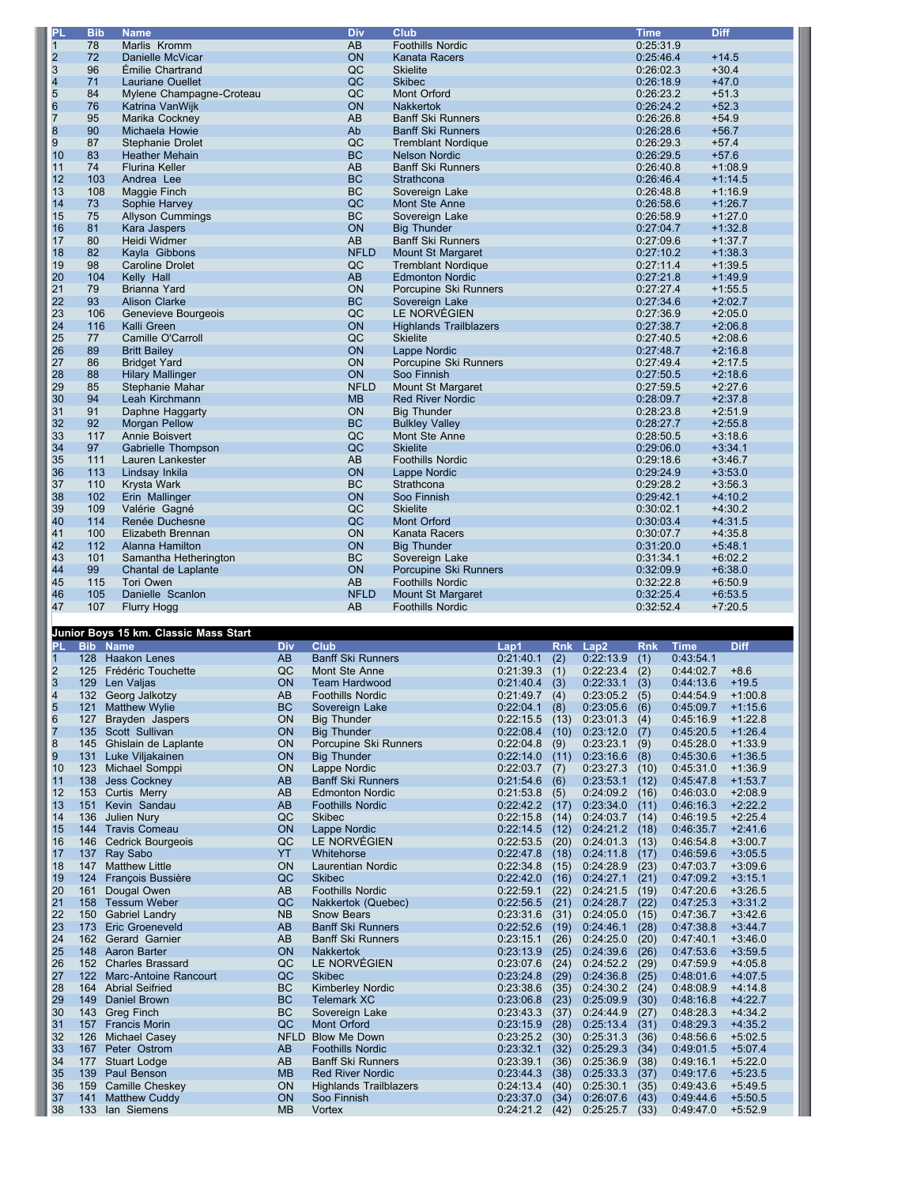| PL | Bib | Name | Div | Club | Time | Diff |
|---|---|---|---|---|---|---|
| 1 | 78 | Marlis Kromm | AB | Foothills Nordic | 0:25:31.9 | |
| 2 | 72 | Danielle McVicar | ON | Kanata Racers | 0:25:46.4 | +14.5 |
| 3 | 96 | Émilie Chartrand | QC | Skielite | 0:26:02.3 | +30.4 |
| 4 | 71 | Lauriane Ouellet | QC | Skibec | 0:26:18.9 | +47.0 |
| 5 | 84 | Mylene Champagne-Croteau | QC | Mont Orford | 0:26:23.2 | +51.3 |
| 6 | 76 | Katrina VanWijk | ON | Nakkertok | 0:26:24.2 | +52.3 |
| 7 | 95 | Marika Cockney | AB | Banff Ski Runners | 0:26:26.8 | +54.9 |
| 8 | 90 | Michaela Howie | Ab | Banff Ski Runners | 0:26:28.6 | +56.7 |
| 9 | 87 | Stephanie Drolet | QC | Tremblant Nordique | 0:26:29.3 | +57.4 |
| 10 | 83 | Heather Mehain | BC | Nelson Nordic | 0:26:29.5 | +57.6 |
| 11 | 74 | Flurina Keller | AB | Banff Ski Runners | 0:26:40.8 | +1:08.9 |
| 12 | 103 | Andrea Lee | BC | Strathcona | 0:26:46.4 | +1:14.5 |
| 13 | 108 | Maggie Finch | BC | Sovereign Lake | 0:26:48.8 | +1:16.9 |
| 14 | 73 | Sophie Harvey | QC | Mont Ste Anne | 0:26:58.6 | +1:26.7 |
| 15 | 75 | Allyson Cummings | BC | Sovereign Lake | 0:26:58.9 | +1:27.0 |
| 16 | 81 | Kara Jaspers | ON | Big Thunder | 0:27:04.7 | +1:32.8 |
| 17 | 80 | Heidi Widmer | AB | Banff Ski Runners | 0:27:09.6 | +1:37.7 |
| 18 | 82 | Kayla Gibbons | NFLD | Mount St Margaret | 0:27:10.2 | +1:38.3 |
| 19 | 98 | Caroline Drolet | QC | Tremblant Nordique | 0:27:11.4 | +1:39.5 |
| 20 | 104 | Kelly Hall | AB | Edmonton Nordic | 0:27:21.8 | +1:49.9 |
| 21 | 79 | Brianna Yard | ON | Porcupine Ski Runners | 0:27:27.4 | +1:55.5 |
| 22 | 93 | Alison Clarke | BC | Sovereign Lake | 0:27:34.6 | +2:02.7 |
| 23 | 106 | Genevieve Bourgeois | QC | LE NORVÉGIEN | 0:27:36.9 | +2:05.0 |
| 24 | 116 | Kalli Green | ON | Highlands Trailblazers | 0:27:38.7 | +2:06.8 |
| 25 | 77 | Camille O'Carroll | QC | Skielite | 0:27:40.5 | +2:08.6 |
| 26 | 89 | Britt Bailey | ON | Lappe Nordic | 0:27:48.7 | +2:16.8 |
| 27 | 86 | Bridget Yard | ON | Porcupine Ski Runners | 0:27:49.4 | +2:17.5 |
| 28 | 88 | Hilary Mallinger | ON | Soo Finnish | 0:27:50.5 | +2:18.6 |
| 29 | 85 | Stephanie Mahar | NFLD | Mount St Margaret | 0:27:59.5 | +2:27.6 |
| 30 | 94 | Leah Kirchmann | MB | Red River Nordic | 0:28:09.7 | +2:37.8 |
| 31 | 91 | Daphne Haggarty | ON | Big Thunder | 0:28:23.8 | +2:51.9 |
| 32 | 92 | Morgan Pellow | BC | Bulkley Valley | 0:28:27.7 | +2:55.8 |
| 33 | 117 | Annie Boisvert | QC | Mont Ste Anne | 0:28:50.5 | +3:18.6 |
| 34 | 97 | Gabrielle Thompson | QC | Skielite | 0:29:06.0 | +3:34.1 |
| 35 | 111 | Lauren Lankester | AB | Foothills Nordic | 0:29:18.6 | +3:46.7 |
| 36 | 113 | Lindsay Inkila | ON | Lappe Nordic | 0:29:24.9 | +3:53.0 |
| 37 | 110 | Krysta Wark | BC | Strathcona | 0:29:28.2 | +3:56.3 |
| 38 | 102 | Erin Mallinger | ON | Soo Finnish | 0:29:42.1 | +4:10.2 |
| 39 | 109 | Valérie Gagné | QC | Skielite | 0:30:02.1 | +4:30.2 |
| 40 | 114 | Renée Duchesne | QC | Mont Orford | 0:30:03.4 | +4:31.5 |
| 41 | 100 | Elizabeth Brennan | ON | Kanata Racers | 0:30:07.7 | +4:35.8 |
| 42 | 112 | Alanna Hamilton | ON | Big Thunder | 0:31:20.0 | +5:48.1 |
| 43 | 101 | Samantha Hetherington | BC | Sovereign Lake | 0:31:34.1 | +6:02.2 |
| 44 | 99 | Chantal de Laplante | ON | Porcupine Ski Runners | 0:32:09.9 | +6:38.0 |
| 45 | 115 | Tori Owen | AB | Foothills Nordic | 0:32:22.8 | +6:50.9 |
| 46 | 105 | Danielle Scanlon | NFLD | Mount St Margaret | 0:32:25.4 | +6:53.5 |
| 47 | 107 | Flurry Hogg | AB | Foothills Nordic | 0:32:52.4 | +7:20.5 |

**Junior Boys 15 km. Classic Mass Start**

| PL | Bib | Name | Div | Club | Lap1 | Rnk | Lap2 | Rnk | Time | Diff |
|---|---|---|---|---|---|---|---|---|---|---|
| 1 | 128 | Haakon Lenes | AB | Banff Ski Runners | 0:21:40.1 | (2) | 0:22:13.9 | (1) | 0:43:54.1 | |
| 2 | 125 | Frédéric Touchette | QC | Mont Ste Anne | 0:21:39.3 | (1) | 0:22:23.4 | (2) | 0:44:02.7 | +8.6 |
| 3 | 129 | Len Valjas | ON | Team Hardwood | 0:21:40.4 | (3) | 0:22:33.1 | (3) | 0:44:13.6 | +19.5 |
| 4 | 132 | Georg Jalkotzy | AB | Foothills Nordic | 0:21:49.7 | (4) | 0:23:05.2 | (5) | 0:44:54.9 | +1:00.8 |
| 5 | 121 | Matthew Wylie | BC | Sovereign Lake | 0:22:04.1 | (8) | 0:23:05.6 | (6) | 0:45:09.7 | +1:15.6 |
| 6 | 127 | Brayden Jaspers | ON | Big Thunder | 0:22:15.5 | (13) | 0:23:01.3 | (4) | 0:45:16.9 | +1:22.8 |
| 7 | 135 | Scott Sullivan | ON | Big Thunder | 0:22:08.4 | (10) | 0:23:12.0 | (7) | 0:45:20.5 | +1:26.4 |
| 8 | 145 | Ghislain de Laplante | ON | Porcupine Ski Runners | 0:22:04.8 | (9) | 0:23:23.1 | (9) | 0:45:28.0 | +1:33.9 |
| 9 | 131 | Luke Viljakainen | ON | Big Thunder | 0:22:14.0 | (11) | 0:23:16.6 | (8) | 0:45:30.6 | +1:36.5 |
| 10 | 123 | Michael Somppi | ON | Lappe Nordic | 0:22:03.7 | (7) | 0:23:27.3 | (10) | 0:45:31.0 | +1:36.9 |
| 11 | 138 | Jess Cockney | AB | Banff Ski Runners | 0:21:54.6 | (6) | 0:23:53.1 | (12) | 0:45:47.8 | +1:53.7 |
| 12 | 153 | Curtis Merry | AB | Edmonton Nordic | 0:21:53.8 | (5) | 0:24:09.2 | (16) | 0:46:03.0 | +2:08.9 |
| 13 | 151 | Kevin Sandau | AB | Foothills Nordic | 0:22:42.2 | (17) | 0:23:34.0 | (11) | 0:46:16.3 | +2:22.2 |
| 14 | 136 | Julien Nury | QC | Skibec | 0:22:15.8 | (14) | 0:24:03.7 | (14) | 0:46:19.5 | +2:25.4 |
| 15 | 144 | Travis Comeau | ON | Lappe Nordic | 0:22:14.5 | (12) | 0:24:21.2 | (18) | 0:46:35.7 | +2:41.6 |
| 16 | 146 | Cedrick Bourgeois | QC | LE NORVÉGIEN | 0:22:53.5 | (20) | 0:24:01.3 | (13) | 0:46:54.8 | +3:00.7 |
| 17 | 137 | Ray Sabo | YT | Whitehorse | 0:22:47.8 | (18) | 0:24:11.8 | (17) | 0:46:59.6 | +3:05.5 |
| 18 | 147 | Matthew Little | ON | Laurentian Nordic | 0:22:34.8 | (15) | 0:24:28.9 | (23) | 0:47:03.7 | +3:09.6 |
| 19 | 124 | François Bussière | QC | Skibec | 0:22:42.0 | (16) | 0:24:27.1 | (21) | 0:47:09.2 | +3:15.1 |
| 20 | 161 | Dougal Owen | AB | Foothills Nordic | 0:22:59.1 | (22) | 0:24:21.5 | (19) | 0:47:20.6 | +3:26.5 |
| 21 | 158 | Tessum Weber | QC | Nakkertok (Quebec) | 0:22:56.5 | (21) | 0:24:28.7 | (22) | 0:47:25.3 | +3:31.2 |
| 22 | 150 | Gabriel Landry | NB | Snow Bears | 0:23:31.6 | (31) | 0:24:05.0 | (15) | 0:47:36.7 | +3:42.6 |
| 23 | 173 | Eric Groeneveld | AB | Banff Ski Runners | 0:22:52.6 | (19) | 0:24:46.1 | (28) | 0:47:38.8 | +3:44.7 |
| 24 | 162 | Gerard Garnier | AB | Banff Ski Runners | 0:23:15.1 | (26) | 0:24:25.0 | (20) | 0:47:40.1 | +3:46.0 |
| 25 | 148 | Aaron Barter | ON | Nakkertok | 0:23:13.9 | (25) | 0:24:39.6 | (26) | 0:47:53.6 | +3:59.5 |
| 26 | 152 | Charles Brassard | QC | LE NORVÉGIEN | 0:23:07.6 | (24) | 0:24:52.2 | (29) | 0:47:59.9 | +4:05.8 |
| 27 | 122 | Marc-Antoine Rancourt | QC | Skibec | 0:23:24.8 | (29) | 0:24:36.8 | (25) | 0:48:01.6 | +4:07.5 |
| 28 | 164 | Abrial Seifried | BC | Kimberley Nordic | 0:23:38.6 | (35) | 0:24:30.2 | (24) | 0:48:08.9 | +4:14.8 |
| 29 | 149 | Daniel Brown | BC | Telemark XC | 0:23:06.8 | (23) | 0:25:09.9 | (30) | 0:48:16.8 | +4:22.7 |
| 30 | 143 | Greg Finch | BC | Sovereign Lake | 0:23:43.3 | (37) | 0:24:44.9 | (27) | 0:48:28.3 | +4:34.2 |
| 31 | 157 | Francis Morin | QC | Mont Orford | 0:23:15.9 | (27) | 0:25:13.4 | (31) | 0:48:29.3 | +4:35.2 |
| 32 | 126 | Michael Casey | NFLD | Blow Me Down | 0:23:25.2 | (30) | 0:25:31.3 | (36) | 0:48:56.6 | +5:02.5 |
| 33 | 167 | Peter Ostrom | AB | Foothills Nordic | 0:23:32.1 | (32) | 0:25:29.3 | (34) | 0:49:01.5 | +5:07.4 |
| 34 | 177 | Stuart Lodge | AB | Banff Ski Runners | 0:23:39.1 | (36) | 0:25:36.9 | (38) | 0:49:16.1 | +5:22.0 |
| 35 | 139 | Paul Benson | MB | Red River Nordic | 0:23:44.3 | (38) | 0:25:33.3 | (37) | 0:49:17.6 | +5:23.5 |
| 36 | 159 | Camille Cheskey | ON | Highlands Trailblazers | 0:24:13.4 | (40) | 0:25:30.1 | (35) | 0:49:43.6 | +5:49.5 |
| 37 | 141 | Matthew Cuddy | ON | Soo Finnish | 0:23:37.0 | (34) | 0:26:07.6 | (43) | 0:49:44.6 | +5:50.5 |
| 38 | 133 | Ian Siemens | MB | Vortex | 0:24:21.2 | (42) | 0:25:25.7 | (33) | 0:49:47.0 | +5:52.9 |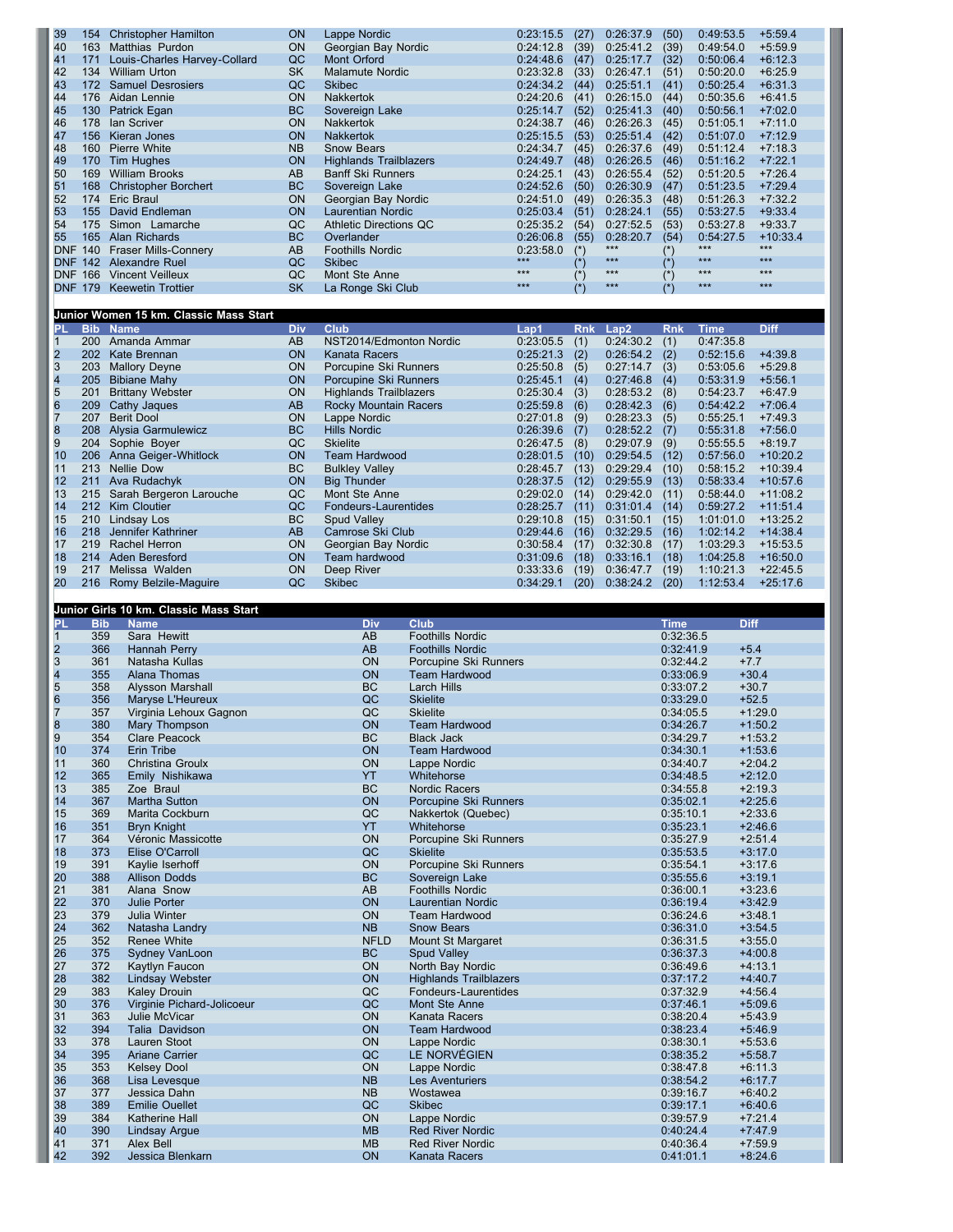| PL | Bib | Name | Div | Club | Lap1 | Rnk | Lap2 | Rnk | Time | Diff |
|---|---|---|---|---|---|---|---|---|---|---|
| 39 | 154 | Christopher Hamilton | ON | Lappe Nordic | 0:23:15.5 | (27) | 0:26:37.9 | (50) | 0:49:53.5 | +5:59.4 |
| 40 | 163 | Matthias Purdon | ON | Georgian Bay Nordic | 0:24:12.8 | (39) | 0:25:41.2 | (39) | 0:49:54.0 | +5:59.9 |
| 41 | 171 | Louis-Charles Harvey-Collard | QC | Mont Orford | 0:24:48.6 | (47) | 0:25:17.7 | (32) | 0:50:06.4 | +6:12.3 |
| 42 | 134 | William Urton | SK | Malamute Nordic | 0:23:32.8 | (33) | 0:26:47.1 | (51) | 0:50:20.0 | +6:25.9 |
| 43 | 172 | Samuel Desrosiers | QC | Skibec | 0:24:34.2 | (44) | 0:25:51.1 | (41) | 0:50:25.4 | +6:31.3 |
| 44 | 176 | Aidan Lennie | ON | Nakkertok | 0:24:20.6 | (41) | 0:26:15.0 | (44) | 0:50:35.6 | +6:41.5 |
| 45 | 130 | Patrick Egan | BC | Sovereign Lake | 0:25:14.7 | (52) | 0:25:41.3 | (40) | 0:50:56.1 | +7:02.0 |
| 46 | 178 | Ian Scriver | ON | Nakkertok | 0:24:38.7 | (46) | 0:26:26.3 | (45) | 0:51:05.1 | +7:11.0 |
| 47 | 156 | Kieran Jones | ON | Nakkertok | 0:25:15.5 | (53) | 0:25:51.4 | (42) | 0:51:07.0 | +7:12.9 |
| 48 | 160 | Pierre White | NB | Snow Bears | 0:24:34.7 | (45) | 0:26:37.6 | (49) | 0:51:12.4 | +7:18.3 |
| 49 | 170 | Tim Hughes | ON | Highlands Trailblazers | 0:24:49.7 | (48) | 0:26:26.5 | (46) | 0:51:16.2 | +7:22.1 |
| 50 | 169 | William Brooks | AB | Banff Ski Runners | 0:24:25.1 | (43) | 0:26:55.4 | (52) | 0:51:20.5 | +7:26.4 |
| 51 | 168 | Christopher Borchert | BC | Sovereign Lake | 0:24:52.6 | (50) | 0:26:30.9 | (47) | 0:51:23.5 | +7:29.4 |
| 52 | 174 | Eric Braul | ON | Georgian Bay Nordic | 0:24:51.0 | (49) | 0:26:35.3 | (48) | 0:51:26.3 | +7:32.2 |
| 53 | 155 | David Endleman | ON | Laurentian Nordic | 0:25:03.4 | (51) | 0:28:24.1 | (55) | 0:53:27.5 | +9:33.4 |
| 54 | 175 | Simon Lamarche | QC | Athletic Directions QC | 0:25:35.2 | (54) | 0:27:52.5 | (53) | 0:53:27.8 | +9:33.7 |
| 55 | 165 | Alan Richards | BC | Overlander | 0:26:06.8 | (55) | 0:28:20.7 | (54) | 0:54:27.5 | +10:33.4 |
| DNF | 140 | Fraser Mills-Connery | AB | Foothills Nordic | 0:23:58.0 | (*) | *** | (*) | *** | *** |
| DNF | 142 | Alexandre Ruel | QC | Skibec | *** | (*) | *** | (*) | *** | *** |
| DNF | 166 | Vincent Veilleux | QC | Mont Ste Anne | *** | (*) | *** | (*) | *** | *** |
| DNF | 179 | Keewetin Trottier | SK | La Ronge Ski Club | *** | (*) | *** | (*) | *** | *** |

## Junior Women 15 km. Classic Mass Start

| PL | Bib | Name | Div | Club | Lap1 | Rnk | Lap2 | Rnk | Time | Diff |
|---|---|---|---|---|---|---|---|---|---|---|
| 1 | 200 | Amanda Ammar | AB | NST2014/Edmonton Nordic | 0:23:05.5 | (1) | 0:24:30.2 | (1) | 0:47:35.8 | |
| 2 | 202 | Kate Brennan | ON | Kanata Racers | 0:25:21.3 | (2) | 0:26:54.2 | (2) | 0:52:15.6 | +4:39.8 |
| 3 | 203 | Mallory Deyne | ON | Porcupine Ski Runners | 0:25:50.8 | (5) | 0:27:14.7 | (3) | 0:53:05.6 | +5:29.8 |
| 4 | 205 | Bibiane Mahy | ON | Porcupine Ski Runners | 0:25:45.1 | (4) | 0:27:46.8 | (4) | 0:53:31.9 | +5:56.1 |
| 5 | 201 | Brittany Webster | ON | Highlands Trailblazers | 0:25:30.4 | (3) | 0:28:53.2 | (8) | 0:54:23.7 | +6:47.9 |
| 6 | 209 | Cathy Jaques | AB | Rocky Mountain Racers | 0:25:59.8 | (6) | 0:28:42.3 | (6) | 0:54:42.2 | +7:06.4 |
| 7 | 207 | Berit Dool | ON | Lappe Nordic | 0:27:01.8 | (9) | 0:28:23.3 | (5) | 0:55:25.1 | +7:49.3 |
| 8 | 208 | Alysia Garmulewicz | BC | Hills Nordic | 0:26:39.6 | (7) | 0:28:52.2 | (7) | 0:55:31.8 | +7:56.0 |
| 9 | 204 | Sophie Boyer | QC | Skielite | 0:26:47.5 | (8) | 0:29:07.9 | (9) | 0:55:55.5 | +8:19.7 |
| 10 | 206 | Anna Geiger-Whitlock | ON | Team Hardwood | 0:28:01.5 | (10) | 0:29:54.5 | (12) | 0:57:56.0 | +10:20.2 |
| 11 | 213 | Nellie Dow | BC | Bulkley Valley | 0:28:45.7 | (13) | 0:29:29.4 | (10) | 0:58:15.2 | +10:39.4 |
| 12 | 211 | Ava Rudachyk | ON | Big Thunder | 0:28:37.5 | (12) | 0:29:55.9 | (13) | 0:58:33.4 | +10:57.6 |
| 13 | 215 | Sarah Bergeron Larouche | QC | Mont Ste Anne | 0:29:02.0 | (14) | 0:29:42.0 | (11) | 0:58:44.0 | +11:08.2 |
| 14 | 212 | Kim Cloutier | QC | Fondeurs-Laurentides | 0:28:25.7 | (11) | 0:31:01.4 | (14) | 0:59:27.2 | +11:51.4 |
| 15 | 210 | Lindsay Los | BC | Spud Valley | 0:29:10.8 | (15) | 0:31:50.1 | (15) | 1:01:01.0 | +13:25.2 |
| 16 | 218 | Jennifer Kathriner | AB | Camrose Ski Club | 0:29:44.6 | (16) | 0:32:29.5 | (16) | 1:02:14.2 | +14:38.4 |
| 17 | 219 | Rachel Herron | ON | Georgian Bay Nordic | 0:30:58.4 | (17) | 0:32:30.8 | (17) | 1:03:29.3 | +15:53.5 |
| 18 | 214 | Aden Beresford | ON | Team hardwood | 0:31:09.6 | (18) | 0:33:16.1 | (18) | 1:04:25.8 | +16:50.0 |
| 19 | 217 | Melissa Walden | ON | Deep River | 0:33:33.6 | (19) | 0:36:47.7 | (19) | 1:10:21.3 | +22:45.5 |
| 20 | 216 | Romy Belzile-Maguire | QC | Skibec | 0:34:29.1 | (20) | 0:38:24.2 | (20) | 1:12:53.4 | +25:17.6 |

## Junior Girls 10 km. Classic Mass Start

| PL | Bib | Name | Div | Club | Time | Diff |
|---|---|---|---|---|---|---|
| 1 | 359 | Sara Hewitt | AB | Foothills Nordic | 0:32:36.5 | |
| 2 | 366 | Hannah Perry | AB | Foothills Nordic | 0:32:41.9 | +5.4 |
| 3 | 361 | Natasha Kullas | ON | Porcupine Ski Runners | 0:32:44.2 | +7.7 |
| 4 | 355 | Alana Thomas | ON | Team Hardwood | 0:33:06.9 | +30.4 |
| 5 | 358 | Alysson Marshall | BC | Larch Hills | 0:33:07.2 | +30.7 |
| 6 | 356 | Maryse L'Heureux | QC | Skielite | 0:33:29.0 | +52.5 |
| 7 | 357 | Virginia Lehoux Gagnon | QC | Skielite | 0:34:05.5 | +1:29.0 |
| 8 | 380 | Mary Thompson | ON | Team Hardwood | 0:34:26.7 | +1:50.2 |
| 9 | 354 | Clare Peacock | BC | Black Jack | 0:34:29.7 | +1:53.2 |
| 10 | 374 | Erin Tribe | ON | Team Hardwood | 0:34:30.1 | +1:53.6 |
| 11 | 360 | Christina Groulx | ON | Lappe Nordic | 0:34:40.7 | +2:04.2 |
| 12 | 365 | Emily Nishikawa | YT | Whitehorse | 0:34:48.5 | +2:12.0 |
| 13 | 385 | Zoe Braul | BC | Nordic Racers | 0:34:55.8 | +2:19.3 |
| 14 | 367 | Martha Sutton | ON | Porcupine Ski Runners | 0:35:02.1 | +2:25.6 |
| 15 | 369 | Marita Cockburn | QC | Nakkertok (Quebec) | 0:35:10.1 | +2:33.6 |
| 16 | 351 | Bryn Knight | YT | Whitehorse | 0:35:23.1 | +2:46.6 |
| 17 | 364 | Véronic Massicotte | ON | Porcupine Ski Runners | 0:35:27.9 | +2:51.4 |
| 18 | 373 | Elise O'Carroll | QC | Skielite | 0:35:53.5 | +3:17.0 |
| 19 | 391 | Kaylie Iserhoff | ON | Porcupine Ski Runners | 0:35:54.1 | +3:17.6 |
| 20 | 388 | Allison Dodds | BC | Sovereign Lake | 0:35:55.6 | +3:19.1 |
| 21 | 381 | Alana Snow | AB | Foothills Nordic | 0:36:00.1 | +3:23.6 |
| 22 | 370 | Julie Porter | ON | Laurentian Nordic | 0:36:19.4 | +3:42.9 |
| 23 | 379 | Julia Winter | ON | Team Hardwood | 0:36:24.6 | +3:48.1 |
| 24 | 362 | Natasha Landry | NB | Snow Bears | 0:36:31.0 | +3:54.5 |
| 25 | 352 | Renee White | NFLD | Mount St Margaret | 0:36:31.5 | +3:55.0 |
| 26 | 375 | Sydney VanLoon | BC | Spud Valley | 0:36:37.3 | +4:00.8 |
| 27 | 372 | Kaytlyn Faucon | ON | North Bay Nordic | 0:36:49.6 | +4:13.1 |
| 28 | 382 | Lindsay Webster | ON | Highlands Trailblazers | 0:37:17.2 | +4:40.7 |
| 29 | 383 | Kaley Drouin | QC | Fondeurs-Laurentides | 0:37:32.9 | +4:56.4 |
| 30 | 376 | Virginie Pichard-Jolicoeur | QC | Mont Ste Anne | 0:37:46.1 | +5:09.6 |
| 31 | 363 | Julie McVicar | ON | Kanata Racers | 0:38:20.4 | +5:43.9 |
| 32 | 394 | Talia Davidson | ON | Team Hardwood | 0:38:23.4 | +5:46.9 |
| 33 | 378 | Lauren Stoot | ON | Lappe Nordic | 0:38:30.1 | +5:53.6 |
| 34 | 395 | Ariane Carrier | QC | LE NORVÉGIEN | 0:38:35.2 | +5:58.7 |
| 35 | 353 | Kelsey Dool | ON | Lappe Nordic | 0:38:47.8 | +6:11.3 |
| 36 | 368 | Lisa Levesque | NB | Les Aventuriers | 0:38:54.2 | +6:17.7 |
| 37 | 377 | Jessica Dahn | NB | Wostawea | 0:39:16.7 | +6:40.2 |
| 38 | 389 | Emilie Ouellet | QC | Skibec | 0:39:17.1 | +6:40.6 |
| 39 | 384 | Katherine Hall | ON | Lappe Nordic | 0:39:57.9 | +7:21.4 |
| 40 | 390 | Lindsay Argue | MB | Red River Nordic | 0:40:24.4 | +7:47.9 |
| 41 | 371 | Alex Bell | MB | Red River Nordic | 0:40:36.4 | +7:59.9 |
| 42 | 392 | Jessica Blenkarn | ON | Kanata Racers | 0:41:01.1 | +8:24.6 |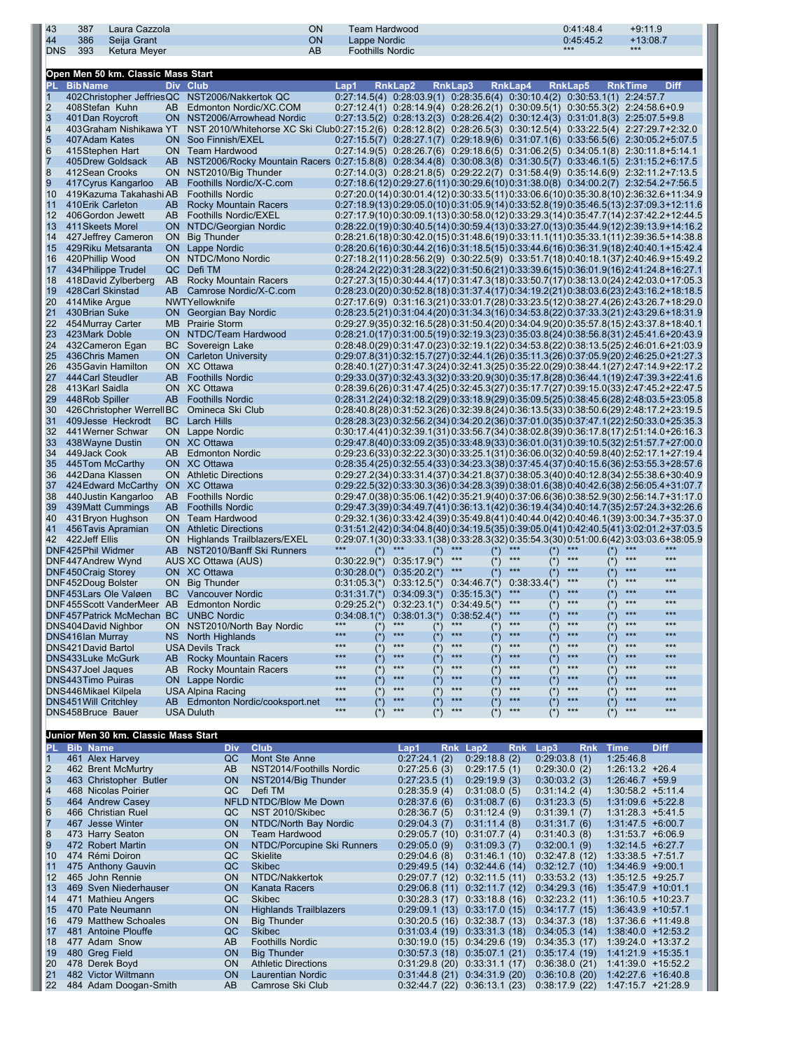| 43 | 387 | Laura Cazzola | ON | Team Hardwood | 0:41:48.4 | +9:11.9 |
|---|---|---|---|---|---|---|
| 44 | 386 | Seija Grant | ON | Lappe Nordic | 0:45:45.2 | +13:08.7 |
| DNS | 393 | Ketura Meyer | AB | Foothills Nordic | *** | *** |

## Open Men 50 km. Classic Mass Start

| PL | Bib | Name | Div | Club | Lap1 | RnkLap2 | RnkLap3 | RnkLap4 | RnkLap5 | RnkTime | Diff |
|---|---|---|---|---|---|---|---|---|---|---|---|
| 1 | 402 | Christopher Jeffries | QC | NST2006/Nakkertok QC | 0:27:14.5(4) | 0:28:03.9(1) | 0:28:35.6(4) | 0:30:10.4(2) | 0:30:53.1(1) | 2:24:57.7 | |
| 2 | 408 | Stefan Kuhn | AB | Edmonton Nordic/XC.COM | 0:27:12.4(1) | 0:28:14.9(4) | 0:28:26.2(1) | 0:30:09.5(1) | 0:30:55.3(2) | 2:24:58.6 | +0.9 |
| 3 | 401 | Dan Roycroft | ON | NST2006/Arrowhead Nordic | 0:27:13.5(2) | 0:28:13.2(3) | 0:28:26.4(2) | 0:30:12.4(3) | 0:31:01.8(3) | 2:25:07.5 | +9.8 |
| 4 | 403 | Graham Nishikawa | YT | NST 2010/Whitehorse XC Ski Club | 0:27:15.2(6) | 0:28:12.8(2) | 0:28:26.5(3) | 0:30:12.5(4) | 0:33:22.5(4) | 2:27:29.7 | +2:32.0 |
| 5 | 407 | Adam Kates | ON | Soo Finnish/EXEL | 0:27:15.5(7) | 0:28:27.1(7) | 0:29:18.9(6) | 0:31:07.1(6) | 0:33:56.5(6) | 2:30:05.2 | +5:07.5 |
| 6 | 415 | Stephen Hart | ON | Team Hardwood | 0:27:14.9(5) | 0:28:26.7(6) | 0:29:18.6(5) | 0:31:06.2(5) | 0:34:05.1(8) | 2:30:11.8 | +5:14.1 |
| 7 | 405 | Drew Goldsack | AB | NST2006/Rocky Mountain Racers | 0:27:15.8(8) | 0:28:34.4(8) | 0:30:08.3(8) | 0:31:30.5(7) | 0:33:46.1(5) | 2:31:15.2 | +6:17.5 |
| 8 | 412 | Sean Crooks | ON | NST2010/Big Thunder | 0:27:14.0(3) | 0:28:21.8(5) | 0:29:22.2(7) | 0:31:58.4(9) | 0:35:14.6(9) | 2:32:11.2 | +7:13.5 |
| 9 | 417 | Cyrus Kangarloo | AB | Foothills Nordic/X-C.com | 0:27:18.6(12) | 0:29:27.6(11) | 0:30:29.6(10) | 0:31:38.0(8) | 0:34:00.2(7) | 2:32:54.2 | +7:56.5 |
| 10 | 419 | Kazuma Takahashi | AB | Foothills Nordic | 0:27:20.0(14) | 0:30:01.4(12) | 0:30:33.5(11) | 0:33:06.6(10) | 0:35:30.8(10) | 2:36:32.6 | +11:34.9 |
| 11 | 410 | Erik Carleton | AB | Rocky Mountain Racers | 0:27:18.9(13) | 0:29:05.0(10) | 0:31:05.9(14) | 0:33:52.8(19) | 0:35:46.5(13) | 2:37:09.3 | +12:11.6 |
| 12 | 406 | Gordon Jewett | AB | Foothills Nordic/EXEL | 0:27:17.9(10) | 0:30:09.1(13) | 0:30:58.0(12) | 0:33:29.3(14) | 0:35:47.7(14) | 2:37:42.2 | +12:44.5 |
| 13 | 411 | Skeets Morel | ON | NTDC/Georgian Nordic | 0:28:22.0(19) | 0:30:40.5(14) | 0:30:59.4(13) | 0:33:27.0(13) | 0:35:44.9(12) | 2:39:13.9 | +14:16.2 |
| 14 | 427 | Jeffrey Cameron | ON | Big Thunder | 0:28:21.6(18) | 0:30:42.0(15) | 0:31:48.6(19) | 0:33:11.1(11) | 0:35:33.1(11) | 2:39:36.5 | +14:38.8 |
| 15 | 429 | Riku Metsaranta | ON | Lappe Nordic | 0:28:20.6(16) | 0:30:44.2(16) | 0:31:18.5(15) | 0:33:44.6(16) | 0:36:31.9(18) | 2:40:40.1 | +15:42.4 |
| 16 | 420 | Phillip Wood | ON | NTDC/Mono Nordic | 0:27:18.2(11) | 0:28:56.2(9) | 0:30:22.5(9) | 0:33:51.7(18) | 0:40:18.1(37) | 2:40:46.9 | +15:49.2 |
| 17 | 434 | Philippe Trudel | QC | Defi TM | 0:28:24.2(22) | 0:31:28.3(22) | 0:31:50.6(21) | 0:33:39.6(15) | 0:36:01.9(16) | 2:41:24.8 | +16:27.1 |
| 18 | 418 | David Zylberberg | AB | Rocky Mountain Racers | 0:27:27.3(15) | 0:30:44.4(17) | 0:31:47.3(18) | 0:33:50.7(17) | 0:38:13.0(24) | 2:42:03.0 | +17:05.3 |
| 19 | 428 | Carl Skinstad | AB | Camrose Nordic/X-C.com | 0:28:23.0(20) | 0:30:52.8(18) | 0:31:37.4(17) | 0:34:19.2(21) | 0:38:03.6(23) | 2:43:16.2 | +18:18.5 |
| 20 | 414 | Mike Argue | NWT | Yellowknife | 0:27:17.6(9) | 0:31:16.3(21) | 0:33:01.7(28) | 0:33:23.5(12) | 0:38:27.4(26) | 2:43:26.7 | +18:29.0 |
| 21 | 430 | Brian Suke | ON | Georgian Bay Nordic | 0:28:23.5(21) | 0:31:04.4(20) | 0:31:34.3(16) | 0:34:53.8(22) | 0:37:33.3(21) | 2:43:29.6 | +18:31.9 |
| 22 | 454 | Murray Carter | MB | Prairie Storm | 0:29:27.9(35) | 0:32:16.5(28) | 0:31:50.4(20) | 0:34:04.9(20) | 0:35:57.8(15) | 2:43:37.8 | +18:40.1 |
| 23 | 423 | Mark Doble | ON | NTDC/Team Hardwood | 0:28:21.0(17) | 0:31:00.5(19) | 0:32:19.3(23) | 0:35:03.8(24) | 0:38:56.8(31) | 2:45:41.6 | +20:43.9 |
| 24 | 432 | Cameron Egan | BC | Sovereign Lake | 0:28:48.0(29) | 0:31:47.0(23) | 0:32:19.1(22) | 0:34:53.8(22) | 0:38:13.5(25) | 2:46:01.6 | +21:03.9 |
| 25 | 436 | Chris Mamen | ON | Carleton University | 0:29:07.8(31) | 0:32:15.7(27) | 0:32:44.1(26) | 0:35:11.3(26) | 0:37:05.9(20) | 2:46:25.0 | +21:27.3 |
| 26 | 435 | Gavin Hamilton | ON | XC Ottawa | 0:28:40.1(27) | 0:31:47.3(24) | 0:32:41.3(25) | 0:35:22.0(29) | 0:38:44.1(27) | 2:47:14.9 | +22:17.2 |
| 27 | 444 | Carl Steudler | AB | Foothills Nordic | 0:29:33.0(37) | 0:32:43.3(32) | 0:33:20.9(30) | 0:35:17.8(28) | 0:36:44.1(19) | 2:47:39.3 | +22:41.6 |
| 28 | 413 | Karl Saidla | ON | XC Ottawa | 0:28:39.6(26) | 0:31:47.4(25) | 0:32:45.3(27) | 0:35:17.7(27) | 0:39:15.0(33) | 2:47:45.2 | +22:47.5 |
| 29 | 448 | Rob Spiller | AB | Foothills Nordic | 0:28:31.2(24) | 0:32:18.2(29) | 0:33:18.9(29) | 0:35:09.5(25) | 0:38:45.6(28) | 2:48:03.5 | +23:05.8 |
| 30 | 426 | Christopher Werrell | BC | Omineca Ski Club | 0:28:40.8(28) | 0:31:52.3(26) | 0:32:39.8(24) | 0:36:13.5(33) | 0:38:50.6(29) | 2:48:17.2 | +23:19.5 |
| 31 | 409 | Jesse Heckrodt | BC | Larch Hills | 0:28:28.3(23) | 0:32:56.2(34) | 0:34:20.2(36) | 0:37:01.0(35) | 0:37:47.1(22) | 2:50:33.0 | +25:35.3 |
| 32 | 441 | Werner Schwar | ON | Lappe Nordic | 0:30:17.4(41) | 0:32:39.1(31) | 0:33:56.7(34) | 0:38:02.8(39) | 0:36:17.8(17) | 2:51:14.0 | +26:16.3 |
| 33 | 438 | Wayne Dustin | ON | XC Ottawa | 0:29:47.8(40) | 0:33:09.2(35) | 0:33:48.9(33) | 0:36:01.0(31) | 0:39:10.5(32) | 2:51:57.7 | +27:00.0 |
| 34 | 449 | Jack Cook | AB | Edmonton Nordic | 0:29:23.6(33) | 0:32:22.3(30) | 0:33:25.1(31) | 0:36:06.0(32) | 0:40:59.8(40) | 2:52:17.1 | +27:19.4 |
| 35 | 445 | Tom McCarthy | ON | XC Ottawa | 0:28:35.4(25) | 0:32:55.4(33) | 0:34:23.3(38) | 0:37:45.4(37) | 0:40:15.6(36) | 2:53:55.3 | +28:57.6 |
| 36 | 442 | Dana Klassen | ON | Athletic Directions | 0:29:27.2(34) | 0:33:31.4(37) | 0:34:21.8(37) | 0:38:05.3(40) | 0:40:12.8(34) | 2:55:38.6 | +30:40.9 |
| 37 | 424 | Edward McCarthy | ON | XC Ottawa | 0:29:22.5(32) | 0:33:30.3(36) | 0:34:28.3(39) | 0:38:01.6(38) | 0:40:42.6(38) | 2:56:05.4 | +31:07.7 |
| 38 | 440 | Justin Kangarloo | AB | Foothills Nordic | 0:29:47.0(38) | 0:35:06.1(42) | 0:35:21.9(40) | 0:37:06.6(36) | 0:38:52.9(30) | 2:56:14.7 | +31:17.0 |
| 39 | 439 | Matt Cummings | AB | Foothills Nordic | 0:29:47.3(39) | 0:34:49.7(41) | 0:36:13.1(42) | 0:36:19.4(34) | 0:40:14.7(35) | 2:57:24.3 | +32:26.6 |
| 40 | 431 | Bryon Hughson | ON | Team Hardwood | 0:29:32.1(36) | 0:33:42.4(39) | 0:35:49.8(41) | 0:40:44.0(42) | 0:40:46.1(39) | 3:00:34.7 | +35:37.0 |
| 41 | 456 | Tavis Apramian | ON | Athletic Directions | 0:31:51.2(42) | 0:34:04.8(40) | 0:34:19.5(35) | 0:39:05.0(41) | 0:42:40.5(41) | 3:02:01.2 | +37:03.5 |
| 42 | 422 | Jeff Ellis | ON | Highlands Trailblazers/EXEL | 0:29:07.1(30) | 0:33:33.1(38) | 0:33:28.3(32) | 0:35:54.3(30) | 0:51:00.6(42) | 3:03:03.6 | +38:05.9 |
| DNF | 425 | Phil Widmer | AB | NST2010/Banff Ski Runners | *** (*) | *** (*) | *** (*) | *** (*) | *** (*) | *** (*) | *** |
| DNF | 447 | Andrew Wynd | AUS | XC Ottawa (AUS) | 0:30:22.9(*) | 0:35:17.9(*) | *** (*) | *** (*) | *** (*) | *** (*) | *** |
| DNF | 450 | Craig Storey | ON | XC Ottawa | 0:30:28.0(*) | 0:35:20.2(*) | *** (*) | *** (*) | *** (*) | *** (*) | *** |
| DNF | 452 | Doug Bolster | ON | Big Thunder | 0:31:05.3(*) | 0:33:12.5(*) | 0:34:46.7(*) | 0:38:33.4(*) | *** (*) | *** (*) | *** |
| DNF | 453 | Lars Ole Valøen | BC | Vancouver Nordic | 0:31:31.7(*) | 0:34:09.3(*) | 0:35:15.3(*) | *** (*) | *** (*) | *** (*) | *** |
| DNF | 455 | Scott VanderMeer | AB | Edmonton Nordic | 0:29:25.2(*) | 0:32:23.1(*) | 0:34:49.5(*) | *** (*) | *** (*) | *** (*) | *** |
| DNF | 457 | Patrick McMechan | BC | UNBC Nordic | 0:34:08.1(*) | 0:38:01.3(*) | 0:38:52.4(*) | *** (*) | *** (*) | *** (*) | *** |
| DNS | 404 | David Nighbor | ON | NST2010/North Bay Nordic | *** (*) | *** (*) | *** (*) | *** (*) | *** (*) | *** (*) | *** |
| DNS | 416 | Ian Murray | NS | North Highlands | *** (*) | *** (*) | *** (*) | *** (*) | *** (*) | *** (*) | *** |
| DNS | 421 | David Bartol | USA | Devils Track | *** (*) | *** (*) | *** (*) | *** (*) | *** (*) | *** (*) | *** |
| DNS | 433 | Luke McGurk | AB | Rocky Mountain Racers | *** (*) | *** (*) | *** (*) | *** (*) | *** (*) | *** (*) | *** |
| DNS | 437 | Joel Jaques | AB | Rocky Mountain Racers | *** (*) | *** (*) | *** (*) | *** (*) | *** (*) | *** (*) | *** |
| DNS | 443 | Timo Puiras | ON | Lappe Nordic | *** (*) | *** (*) | *** (*) | *** (*) | *** (*) | *** (*) | *** |
| DNS | 446 | Mikael Kilpela | USA | Alpina Racing | *** (*) | *** (*) | *** (*) | *** (*) | *** (*) | *** (*) | *** |
| DNS | 451 | Will Critchley | AB | Edmonton Nordic/cooksport.net | *** (*) | *** (*) | *** (*) | *** (*) | *** (*) | *** (*) | *** |
| DNS | 458 | Bruce Bauer | USA | Duluth | *** (*) | *** (*) | *** (*) | *** (*) | *** (*) | *** (*) | *** |

## Junior Men 30 km. Classic Mass Start

| PL | Bib | Name | Div | Club | Lap1 | Rnk | Lap2 | Rnk | Lap3 | Rnk | Time | Diff |
|---|---|---|---|---|---|---|---|---|---|---|---|---|
| 1 | 461 | Alex Harvey | QC | Mont Ste Anne | 0:27:24.1 | (2) | 0:29:18.8 | (2) | 0:29:03.8 | (1) | 1:25:46.8 | |
| 2 | 462 | Brent McMurtry | AB | NST2014/Foothills Nordic | 0:27:25.6 | (3) | 0:29:17.5 | (1) | 0:29:30.0 | (2) | 1:26:13.2 | +26.4 |
| 3 | 463 | Christopher Butler | ON | NST2014/Big Thunder | 0:27:23.5 | (1) | 0:29:19.9 | (3) | 0:30:03.2 | (3) | 1:26:46.7 | +59.9 |
| 4 | 468 | Nicolas Poirier | QC | Defi TM | 0:28:35.9 | (4) | 0:31:08.0 | (5) | 0:31:14.2 | (4) | 1:30:58.2 | +5:11.4 |
| 5 | 464 | Andrew Casey | NFLD | NTDC/Blow Me Down | 0:28:37.6 | (6) | 0:31:08.7 | (6) | 0:31:23.3 | (5) | 1:31:09.6 | +5:22.8 |
| 6 | 466 | Christian Ruel | QC | NST 2010/Skibec | 0:28:36.7 | (5) | 0:31:12.4 | (9) | 0:31:39.1 | (7) | 1:31:28.3 | +5:41.5 |
| 7 | 467 | Jesse Winter | ON | NTDC/North Bay Nordic | 0:29:04.3 | (7) | 0:31:11.4 | (8) | 0:31:31.7 | (6) | 1:31:47.5 | +6:00.7 |
| 8 | 473 | Harry Seaton | ON | Team Hardwood | 0:29:05.7 | (10) | 0:31:07.7 | (4) | 0:31:40.3 | (8) | 1:31:53.7 | +6:06.9 |
| 9 | 472 | Robert Martin | ON | NTDC/Porcupine Ski Runners | 0:29:05.0 | (9) | 0:31:09.3 | (7) | 0:32:00.1 | (9) | 1:32:14.5 | +6:27.7 |
| 10 | 474 | Rémi Doiron | QC | Skielite | 0:29:04.6 | (8) | 0:31:46.1 | (10) | 0:32:47.8 | (12) | 1:33:38.5 | +7:51.7 |
| 11 | 475 | Anthony Gauvin | QC | Skibec | 0:29:49.5 | (14) | 0:32:44.6 | (14) | 0:32:12.7 | (10) | 1:34:46.9 | +9:00.1 |
| 12 | 465 | John Rennie | ON | NTDC/Nakkertok | 0:29:07.7 | (12) | 0:32:11.5 | (11) | 0:33:53.2 | (13) | 1:35:12.5 | +9:25.7 |
| 13 | 469 | Sven Niederhauser | ON | Kanata Racers | 0:29:06.8 | (11) | 0:32:11.7 | (12) | 0:34:29.3 | (16) | 1:35:47.9 | +10:01.1 |
| 14 | 471 | Mathieu Angers | QC | Skibec | 0:30:28.3 | (17) | 0:33:18.8 | (16) | 0:32:23.2 | (11) | 1:36:10.5 | +10:23.7 |
| 15 | 470 | Pate Neumann | ON | Highlands Trailblazers | 0:29:09.1 | (13) | 0:33:17.0 | (15) | 0:34:17.7 | (15) | 1:36:43.9 | +10:57.1 |
| 16 | 479 | Matthew Schoales | ON | Big Thunder | 0:30:20.5 | (16) | 0:32:38.7 | (13) | 0:34:37.3 | (18) | 1:37:36.6 | +11:49.8 |
| 17 | 481 | Antoine Plouffe | QC | Skibec | 0:31:03.4 | (19) | 0:33:31.3 | (18) | 0:34:05.3 | (14) | 1:38:40.0 | +12:53.2 |
| 18 | 477 | Adam Snow | AB | Foothills Nordic | 0:30:19.0 | (15) | 0:34:29.6 | (19) | 0:34:35.3 | (17) | 1:39:24.0 | +13:37.2 |
| 19 | 480 | Greg Field | ON | Big Thunder | 0:30:57.3 | (18) | 0:35:07.1 | (21) | 0:35:17.4 | (19) | 1:41:21.9 | +15:35.1 |
| 20 | 478 | Derek Boyd | ON | Athletic Directions | 0:31:29.8 | (20) | 0:33:31.1 | (17) | 0:36:38.0 | (21) | 1:41:39.0 | +15:52.2 |
| 21 | 482 | Victor Wiltmann | ON | Laurentian Nordic | 0:31:44.8 | (21) | 0:34:31.9 | (20) | 0:36:10.8 | (20) | 1:42:27.6 | +16:40.8 |
| 22 | 484 | Adam Doogan-Smith | AB | Camrose Ski Club | 0:32:44.7 | (22) | 0:36:13.1 | (23) | 0:38:17.9 | (22) | 1:47:15.7 | +21:28.9 |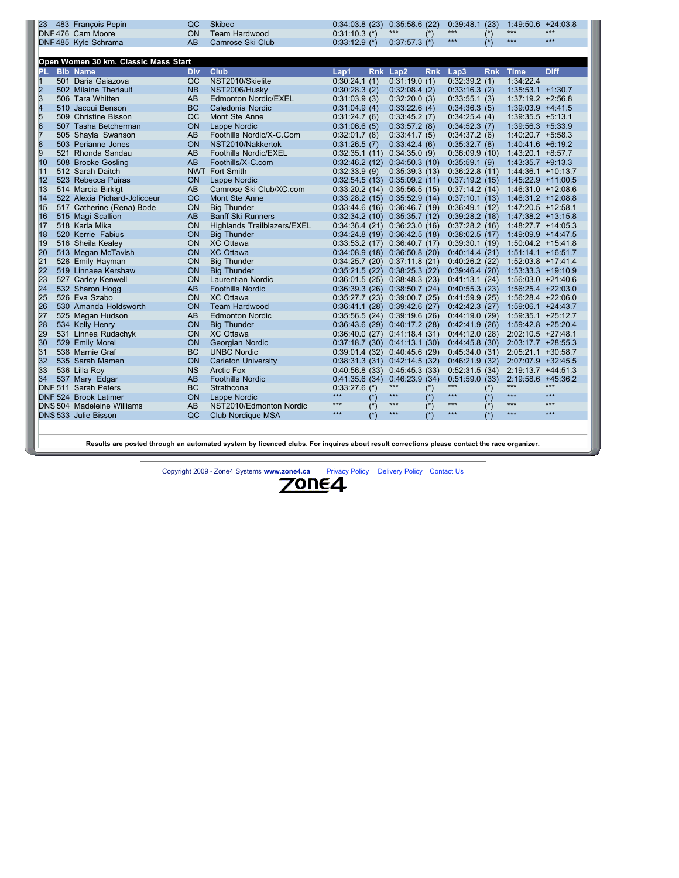| PL | Bib | Name | Div | Club | Lap1 | Rnk | Lap2 | Rnk | Lap3 | Rnk | Time | Diff |
|---|---|---|---|---|---|---|---|---|---|---|---|---|
| 23 | 483 | François Pepin | QC | Skibec | 0:34:03.8 | (23) | 0:35:58.6 | (22) | 0:39:48.1 | (23) | 1:49:50.6 | +24:03.8 |
| DNF | 476 | Cam Moore | ON | Team Hardwood | 0:31:10.3 | (*) | *** | (*) | *** | (*) | *** | *** |
| DNF | 485 | Kyle Schrama | AB | Camrose Ski Club | 0:33:12.9 | (*) | 0:37:57.3 | (*) | *** | (*) | *** | *** |

## Open Women 30 km. Classic Mass Start

| PL | Bib | Name | Div | Club | Lap1 | Rnk | Lap2 | Rnk | Lap3 | Rnk | Time | Diff |
|---|---|---|---|---|---|---|---|---|---|---|---|---|
| 1 | 501 | Daria Gaiazova | QC | NST2010/Skielite | 0:30:24.1 | (1) | 0:31:19.0 | (1) | 0:32:39.2 | (1) | 1:34:22.4 | |
| 2 | 502 | Milaine Theriault | NB | NST2006/Husky | 0:30:28.3 | (2) | 0:32:08.4 | (2) | 0:33:16.3 | (2) | 1:35:53.1 | +1:30.7 |
| 3 | 506 | Tara Whitten | AB | Edmonton Nordic/EXEL | 0:31:03.9 | (3) | 0:32:20.0 | (3) | 0:33:55.1 | (3) | 1:37:19.2 | +2:56.8 |
| 4 | 510 | Jacqui Benson | BC | Caledonia Nordic | 0:31:04.9 | (4) | 0:33:22.6 | (4) | 0:34:36.3 | (5) | 1:39:03.9 | +4:41.5 |
| 5 | 509 | Christine Bisson | QC | Mont Ste Anne | 0:31:24.7 | (6) | 0:33:45.2 | (7) | 0:34:25.4 | (4) | 1:39:35.5 | +5:13.1 |
| 6 | 507 | Tasha Betcherman | ON | Lappe Nordic | 0:31:06.6 | (5) | 0:33:57.2 | (8) | 0:34:52.3 | (7) | 1:39:56.3 | +5:33.9 |
| 7 | 505 | Shayla Swanson | AB | Foothills Nordic/X-C.Com | 0:32:01.7 | (8) | 0:33:41.7 | (5) | 0:34:37.2 | (6) | 1:40:20.7 | +5:58.3 |
| 8 | 503 | Perianne Jones | ON | NST2010/Nakkertok | 0:31:26.5 | (7) | 0:33:42.4 | (6) | 0:35:32.7 | (8) | 1:40:41.6 | +6:19.2 |
| 9 | 521 | Rhonda Sandau | AB | Foothills Nordic/EXEL | 0:32:35.1 | (11) | 0:34:35.0 | (9) | 0:36:09.9 | (10) | 1:43:20.1 | +8:57.7 |
| 10 | 508 | Brooke Gosling | AB | Foothills/X-C.com | 0:32:46.2 | (12) | 0:34:50.3 | (10) | 0:35:59.1 | (9) | 1:43:35.7 | +9:13.3 |
| 11 | 512 | Sarah Daitch | NWT | Fort Smith | 0:32:33.9 | (9) | 0:35:39.3 | (13) | 0:36:22.8 | (11) | 1:44:36.1 | +10:13.7 |
| 12 | 523 | Rebecca Puiras | ON | Lappe Nordic | 0:32:54.5 | (13) | 0:35:09.2 | (11) | 0:37:19.2 | (15) | 1:45:22.9 | +11:00.5 |
| 13 | 514 | Marcia Birkigt | AB | Camrose Ski Club/XC.com | 0:33:20.2 | (14) | 0:35:56.5 | (15) | 0:37:14.2 | (14) | 1:46:31.0 | +12:08.6 |
| 14 | 522 | Alexia Pichard-Jolicoeur | QC | Mont Ste Anne | 0:33:28.2 | (15) | 0:35:52.9 | (14) | 0:37:10.1 | (13) | 1:46:31.2 | +12:08.8 |
| 15 | 517 | Catherine (Rena) Bode | ON | Big Thunder | 0:33:44.6 | (16) | 0:36:46.7 | (19) | 0:36:49.1 | (12) | 1:47:20.5 | +12:58.1 |
| 16 | 515 | Magi Scallion | AB | Banff Ski Runners | 0:32:34.2 | (10) | 0:35:35.7 | (12) | 0:39:28.2 | (18) | 1:47:38.2 | +13:15.8 |
| 17 | 518 | Karla Mika | ON | Highlands Trailblazers/EXEL | 0:34:36.4 | (21) | 0:36:23.0 | (16) | 0:37:28.2 | (16) | 1:48:27.7 | +14:05.3 |
| 18 | 520 | Kerrie Fabius | ON | Big Thunder | 0:34:24.8 | (19) | 0:36:42.5 | (18) | 0:38:02.5 | (17) | 1:49:09.9 | +14:47.5 |
| 19 | 516 | Sheila Kealey | ON | XC Ottawa | 0:33:53.2 | (17) | 0:36:40.7 | (17) | 0:39:30.1 | (19) | 1:50:04.2 | +15:41.8 |
| 20 | 513 | Megan McTavish | ON | XC Ottawa | 0:34:08.9 | (18) | 0:36:50.8 | (20) | 0:40:14.4 | (21) | 1:51:14.1 | +16:51.7 |
| 21 | 528 | Emily Hayman | ON | Big Thunder | 0:34:25.7 | (20) | 0:37:11.8 | (21) | 0:40:26.2 | (22) | 1:52:03.8 | +17:41.4 |
| 22 | 519 | Linnaea Kershaw | ON | Big Thunder | 0:35:21.5 | (22) | 0:38:25.3 | (22) | 0:39:46.4 | (20) | 1:53:33.3 | +19:10.9 |
| 23 | 527 | Carley Kenwell | ON | Laurentian Nordic | 0:36:01.5 | (25) | 0:38:48.3 | (23) | 0:41:13.1 | (24) | 1:56:03.0 | +21:40.6 |
| 24 | 532 | Sharon Hogg | AB | Foothills Nordic | 0:36:39.3 | (26) | 0:38:50.7 | (24) | 0:40:55.3 | (23) | 1:56:25.4 | +22:03.0 |
| 25 | 526 | Eva Szabo | ON | XC Ottawa | 0:35:27.7 | (23) | 0:39:00.7 | (25) | 0:41:59.9 | (25) | 1:56:28.4 | +22:06.0 |
| 26 | 530 | Amanda Holdsworth | ON | Team Hardwood | 0:36:41.1 | (28) | 0:39:42.6 | (27) | 0:42:42.3 | (27) | 1:59:06.1 | +24:43.7 |
| 27 | 525 | Megan Hudson | AB | Edmonton Nordic | 0:35:56.5 | (24) | 0:39:19.6 | (26) | 0:44:19.0 | (29) | 1:59:35.1 | +25:12.7 |
| 28 | 534 | Kelly Henry | ON | Big Thunder | 0:36:43.6 | (29) | 0:40:17.2 | (28) | 0:42:41.9 | (26) | 1:59:42.8 | +25:20.4 |
| 29 | 531 | Linnea Rudachyk | ON | XC Ottawa | 0:36:40.0 | (27) | 0:41:18.4 | (31) | 0:44:12.0 | (28) | 2:02:10.5 | +27:48.1 |
| 30 | 529 | Emily Morel | ON | Georgian Nordic | 0:37:18.7 | (30) | 0:41:13.1 | (30) | 0:44:45.8 | (30) | 2:03:17.7 | +28:55.3 |
| 31 | 538 | Marnie Graf | BC | UNBC Nordic | 0:39:01.4 | (32) | 0:40:45.6 | (29) | 0:45:34.0 | (31) | 2:05:21.1 | +30:58.7 |
| 32 | 535 | Sarah Mamen | ON | Carleton University | 0:38:31.3 | (31) | 0:42:14.5 | (32) | 0:46:21.9 | (32) | 2:07:07.9 | +32:45.5 |
| 33 | 536 | Lilla Roy | NS | Arctic Fox | 0:40:56.8 | (33) | 0:45:45.3 | (33) | 0:52:31.5 | (34) | 2:19:13.7 | +44:51.3 |
| 34 | 537 | Mary Edgar | AB | Foothills Nordic | 0:41:35.6 | (34) | 0:46:23.9 | (34) | 0:51:59.0 | (33) | 2:19:58.6 | +45:36.2 |
| DNF | 511 | Sarah Peters | BC | Strathcona | 0:33:27.6 | (*) | *** | (*) | *** | (*) | *** | *** |
| DNF | 524 | Brook Latimer | ON | Lappe Nordic | *** | (*) | *** | (*) | *** | (*) | *** | *** |
| DNS | 504 | Madeleine Williams | AB | NST2010/Edmonton Nordic | *** | (*) | *** | (*) | *** | (*) | *** | *** |
| DNS | 533 | Julie Bisson | QC | Club Nordique MSA | *** | (*) | *** | (*) | *** | (*) | *** | *** |

**Results are posted through an automated system by licenced clubs. For inquires about result corrections please contact the race organizer.**

Copyright 2009 - Zone4 Systems **www.zone4.ca** Privacy Policy Delivery Policy Contact Us

ZONE4